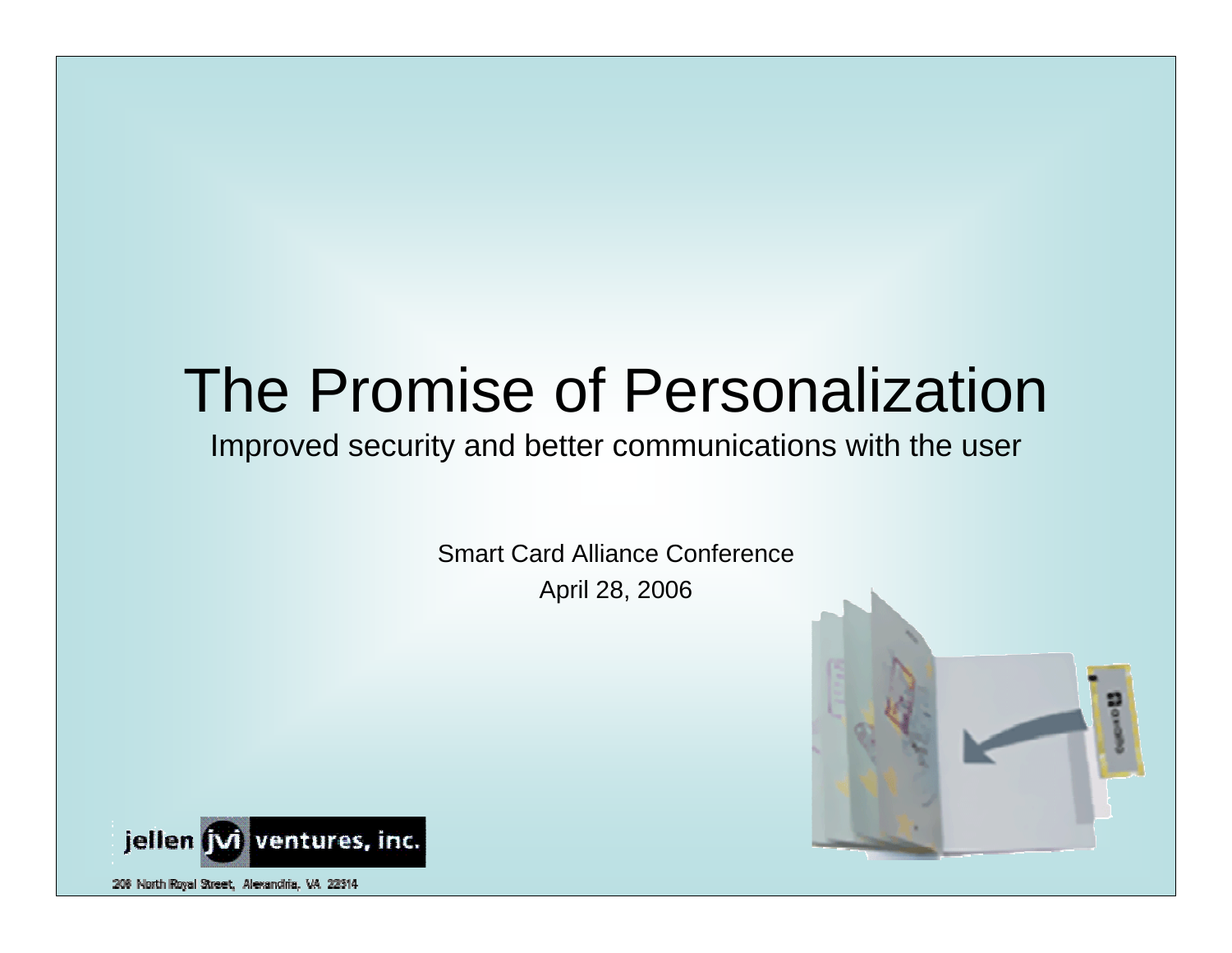# The Promise of Personalization

Improved security and better communications with the user

Smart Card Alliance Conference

April 28, 2006

jellen jvi ventures, inc.

208 North Royal Street, Alexandria, VA 22314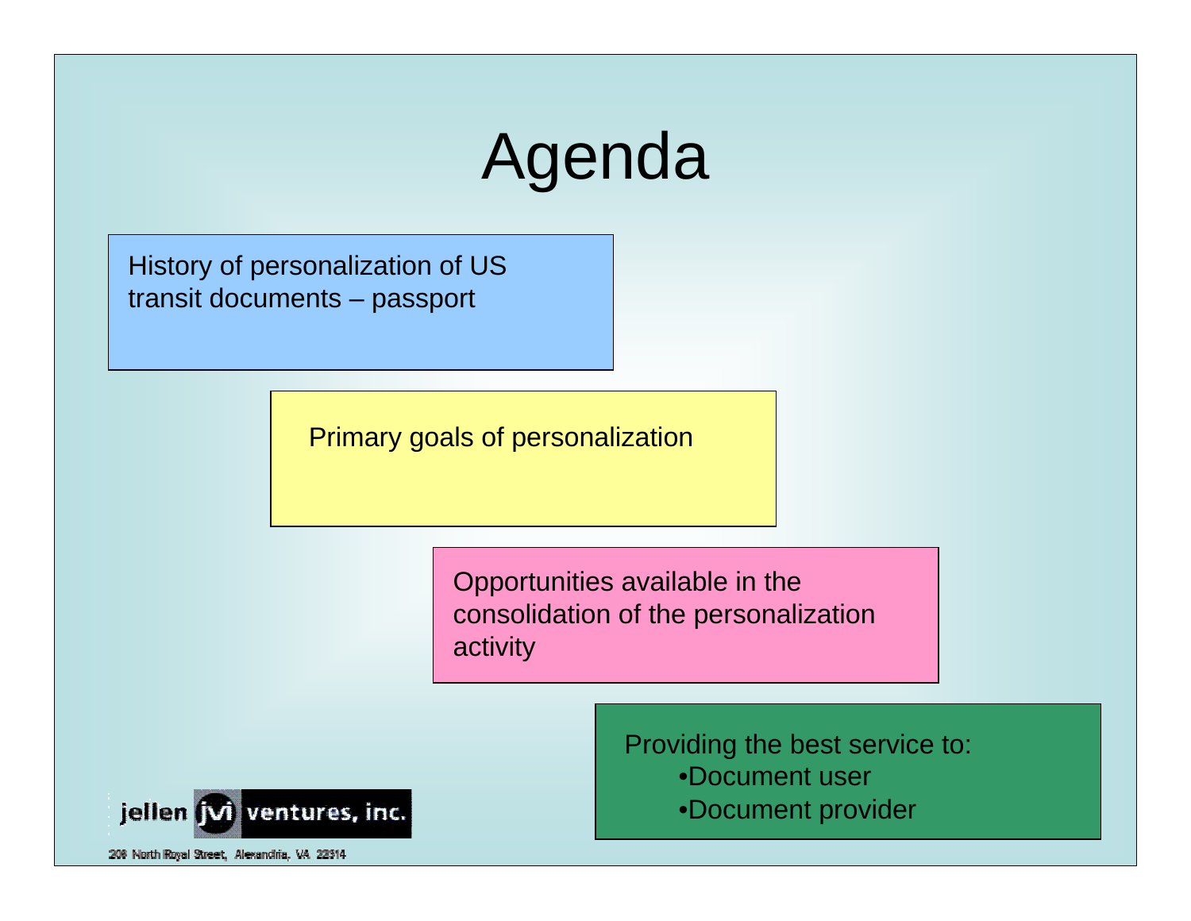# Agenda

History of personalization of US transit documents – passport

Primary goals of personalization

Opportunities available in the consolidation of the personalization activity

Providing the best service to:

- Document user
- Document provider

jellen jvi ventures, inc.

208 North Royal Street, Alexandria, VA 22314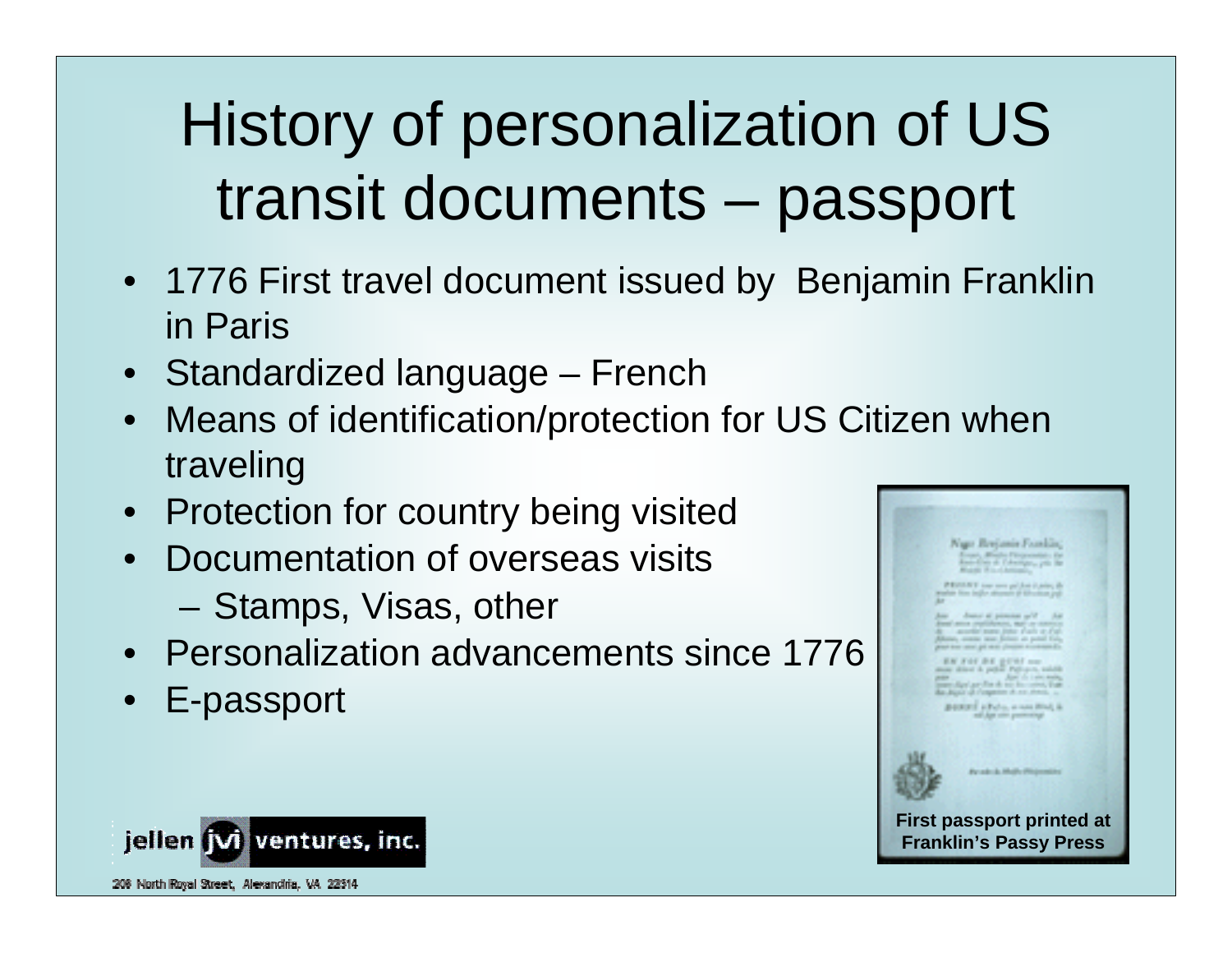# History of personalization of US transit documents – passport

- 1776 First travel document issued by Benjamin Franklin in Paris
- Standardized language – French
- Means of identification/protection for US Citizen when traveling
- Protection for country being visited
- Documentation of overseas visits
  - Stamps, Visas, other
- Personalization advancements since 1776
- E-passport

**First passport printed at Franklin's Passy Press**

jellen jvi ventures, inc.

208 North Royal Street, Alexandria, VA 22314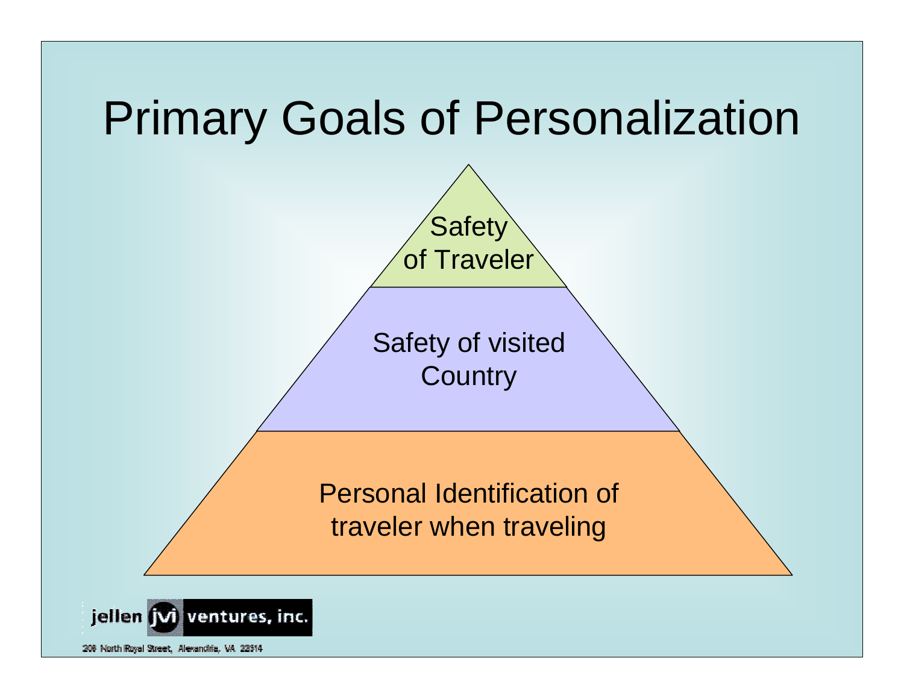# Primary Goals of Personalization

Safety of Traveler

Safety of visited Country

Personal Identification of traveler when traveling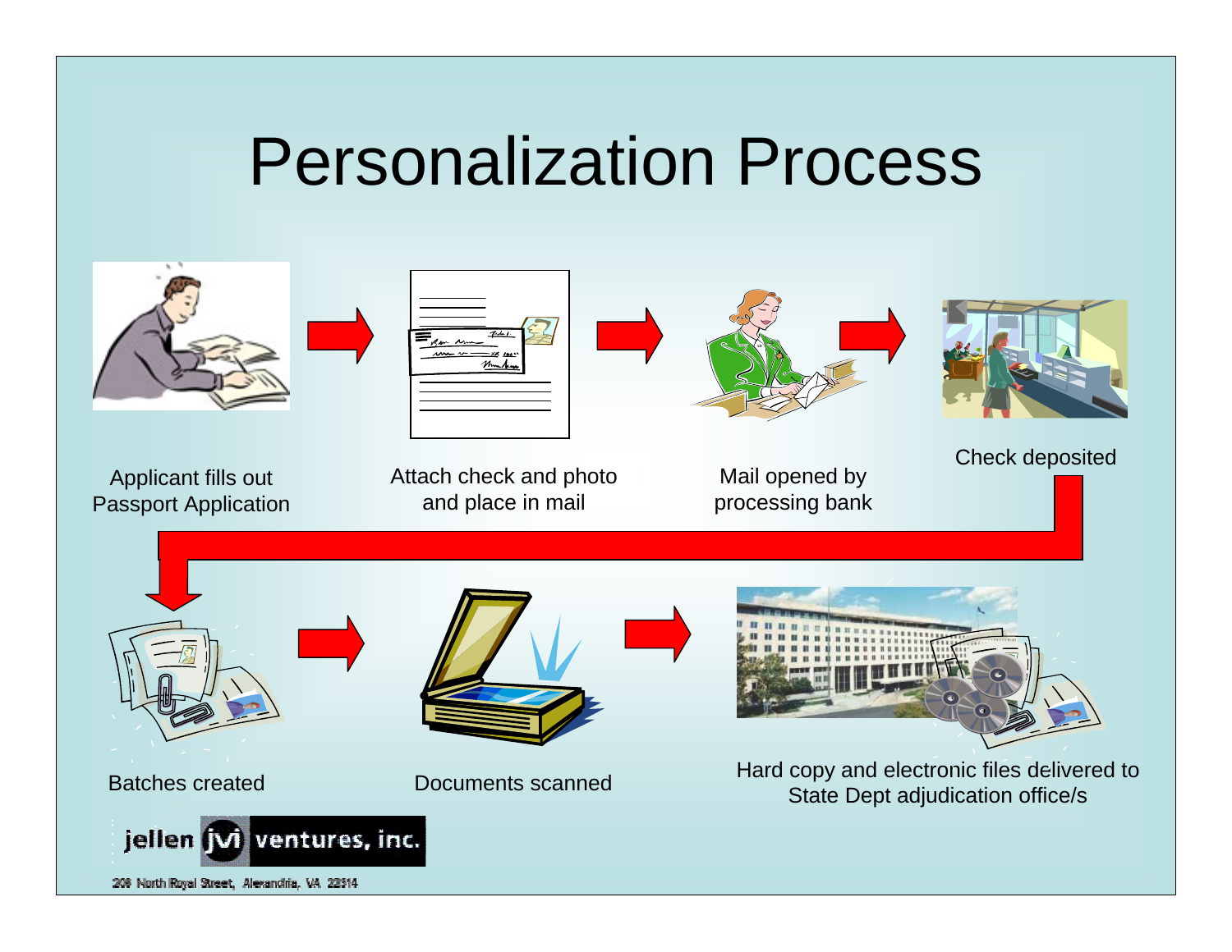# Personalization Process

Applicant fills out Passport Application

Attach check and photo and place in mail

Mail opened by processing bank

Check deposited

Batches created

Documents scanned

Hard copy and electronic files delivered to State Dept adjudication office/s

jellen jvi ventures, inc.

208 North Royal Street, Alexandria, VA 22314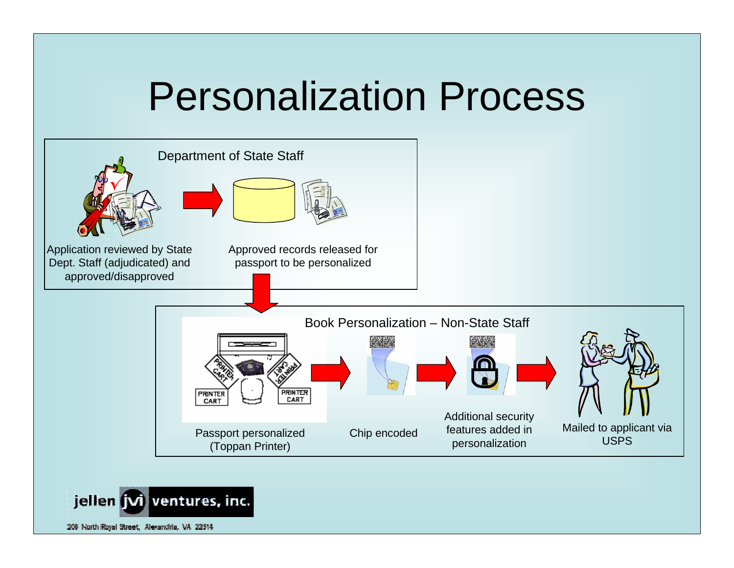# Personalization Process

## Department of State Staff

Application reviewed by State Dept. Staff (adjudicated) and approved/disapproved

Approved records released for passport to be personalized

## Book Personalization – Non-State Staff

Passport personalized (Toppan Printer)

Chip encoded

Additional security features added in personalization

Mailed to applicant via USPS

jellen jvi ventures, inc.

208 North Royal Street, Alexandria, VA 22314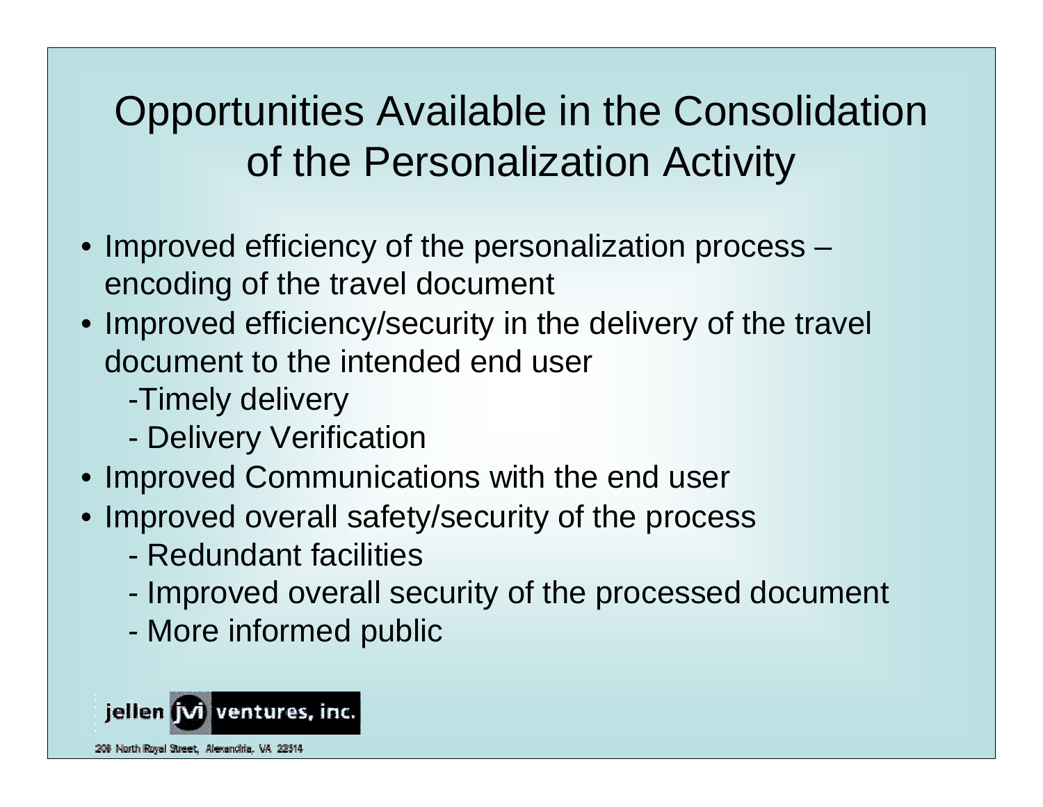# Opportunities Available in the Consolidation of the Personalization Activity

- Improved efficiency of the personalization process – encoding of the travel document
- Improved efficiency/security in the delivery of the travel document to the intended end user
  - Timely delivery
  - Delivery Verification
- Improved Communications with the end user
- Improved overall safety/security of the process
  - Redundant facilities
  - Improved overall security of the processed document
  - More informed public

jellen jvi ventures, inc.

208 North Royal Street, Alexandria, VA 22314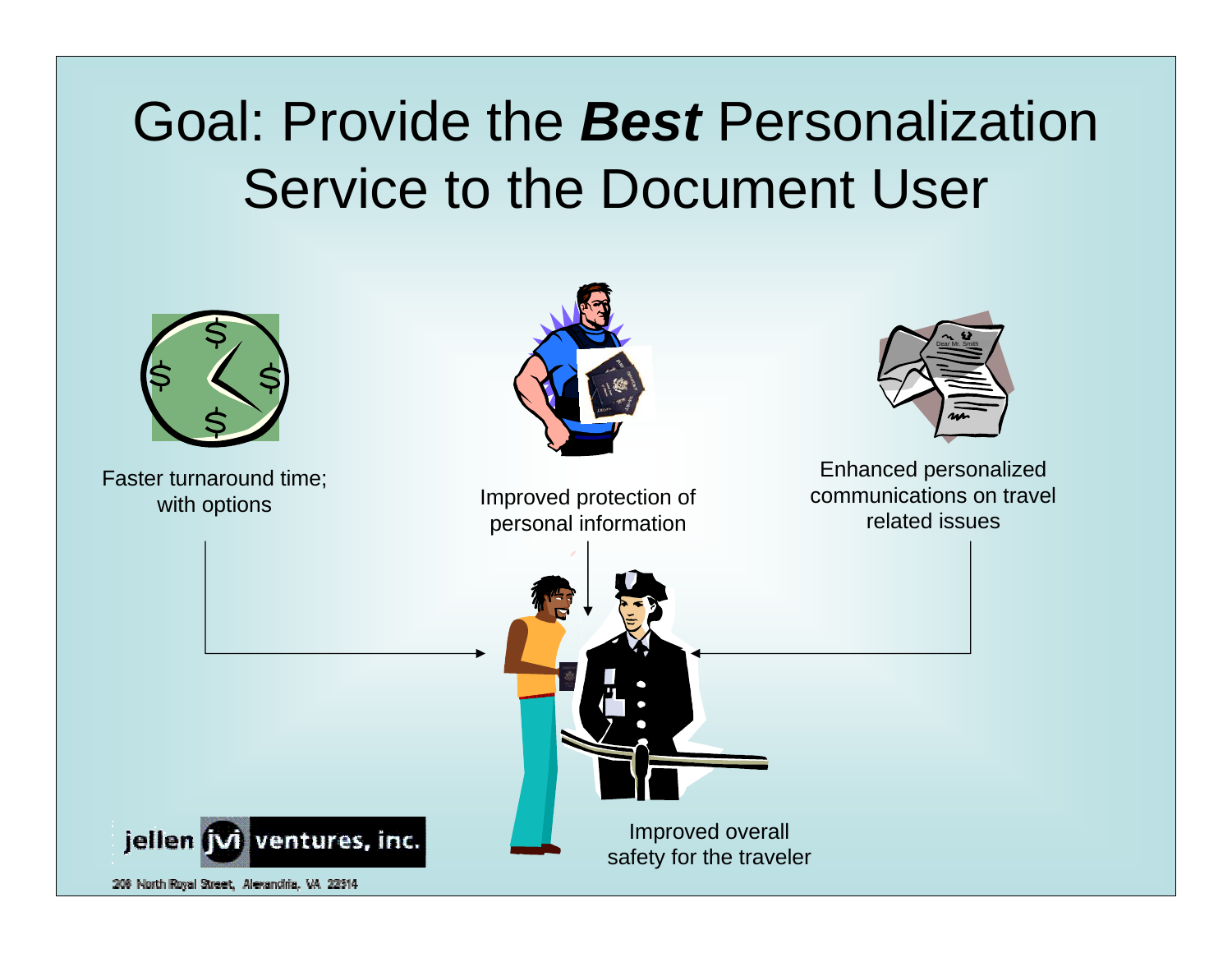# Goal: Provide the ***Best*** Personalization Service to the Document User

Faster turnaround time; with options

Improved protection of personal information

Enhanced personalized communications on travel related issues

Improved overall safety for the traveler

jellen jvi ventures, inc.

208 North Royal Street, Alexandria, VA 22314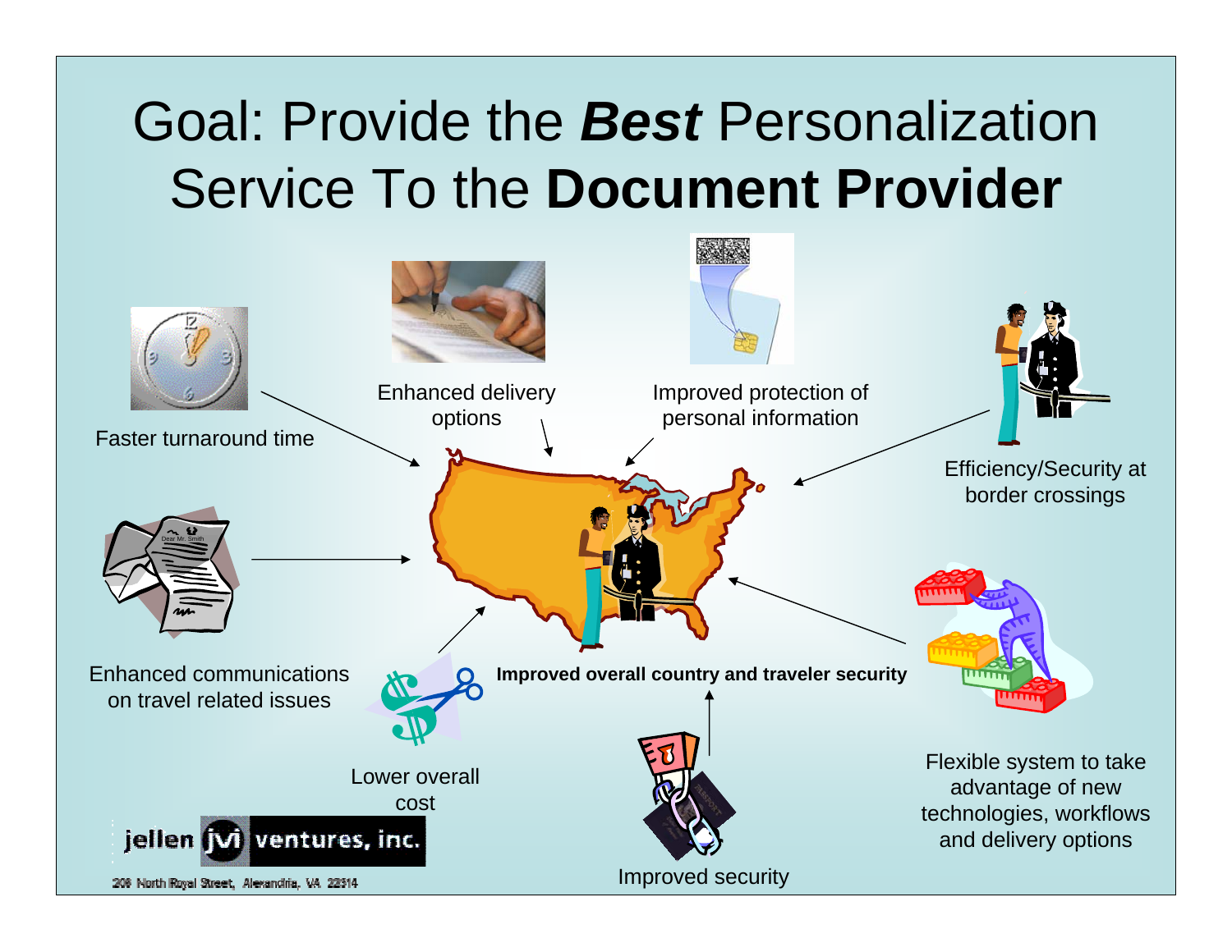# Goal: Provide the ***Best*** Personalization Service To the **Document Provider**

Faster turnaround time

Enhanced delivery options

Improved protection of personal information

Efficiency/Security at border crossings

Enhanced communications on travel related issues

Lower overall cost

**Improved overall country and traveler security**

Flexible system to take advantage of new technologies, workflows and delivery options

Improved security

jellen jvi ventures, inc.

208 North Royal Street, Alexandria, VA 22314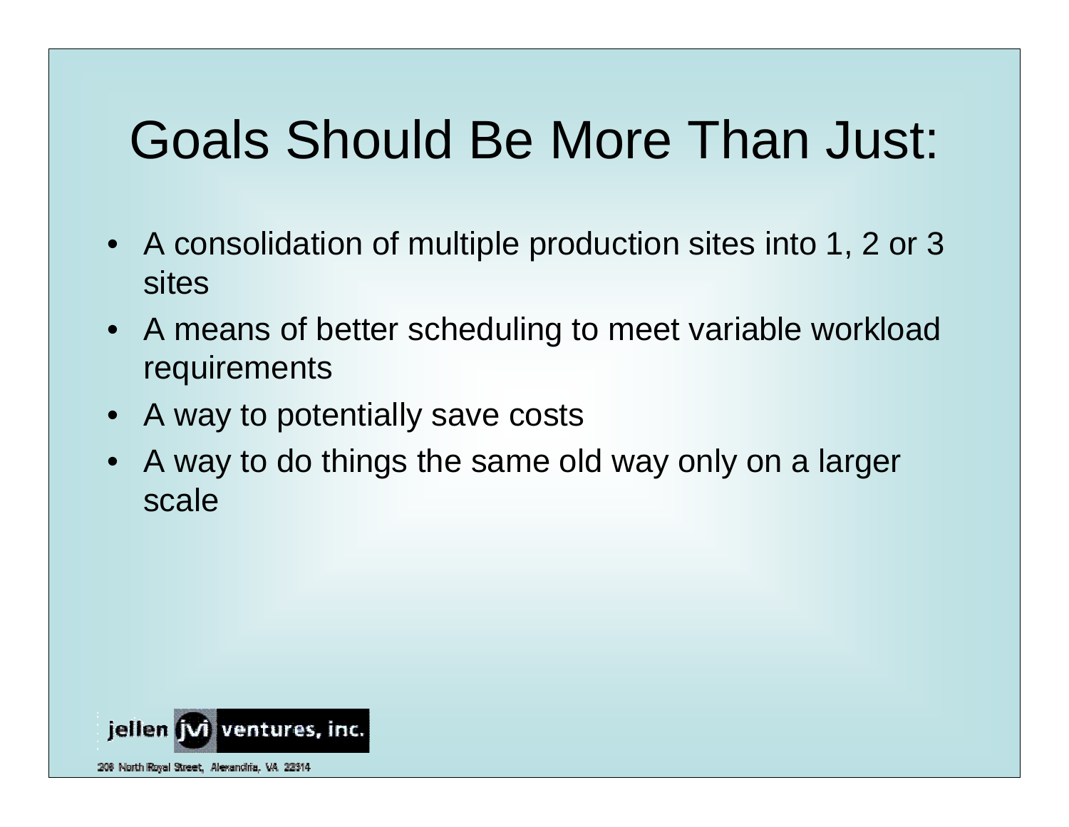# Goals Should Be More Than Just:

- A consolidation of multiple production sites into 1, 2 or 3 sites
- A means of better scheduling to meet variable workload requirements
- A way to potentially save costs
- A way to do things the same old way only on a larger scale

jellen jvi ventures, inc.

208 North Royal Street, Alexandria, VA 22314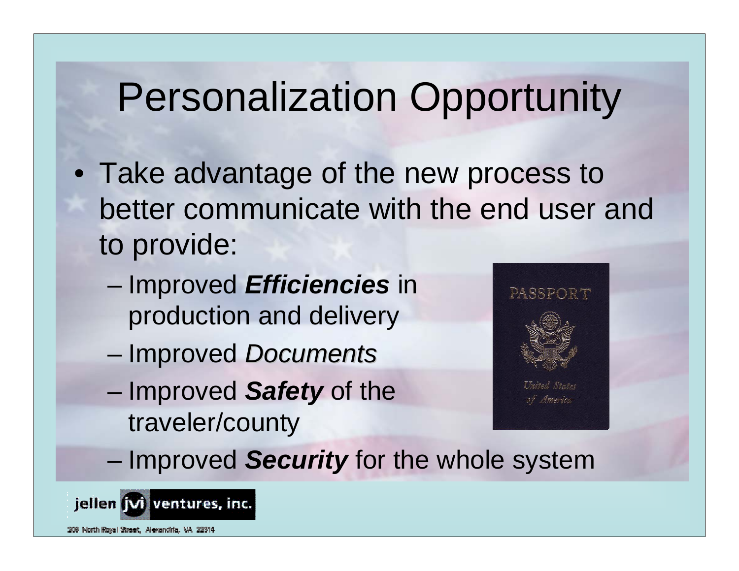# Personalization Opportunity

- Take advantage of the new process to better communicate with the end user and to provide:
  - Improved ***Efficiencies*** in production and delivery
  - Improved *Documents*
  - Improved ***Safety*** of the traveler/county
  - Improved ***Security*** for the whole system

jellen jvi ventures, inc.

208 North Royal Street, Alexandria, VA 22314